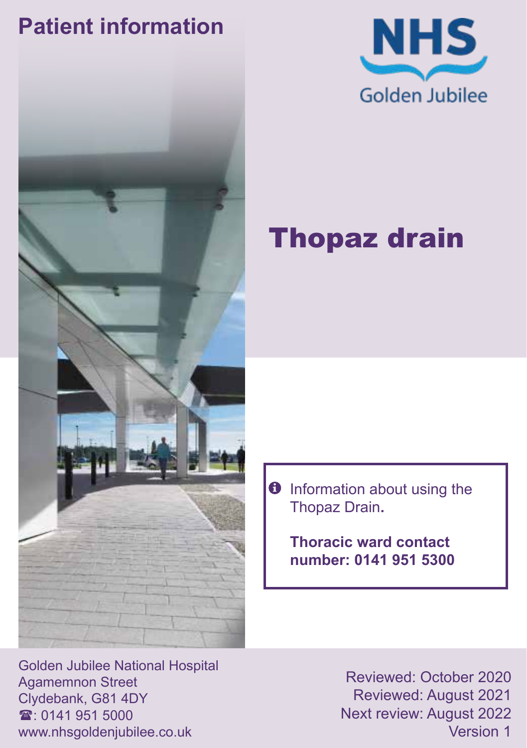Patient information

NHS
Golden Jubilee

# Thopaz drain

Information about using the Thopaz Drain.

**Thoracic ward contact number: 0141 951 5300**

Golden Jubilee National Hospital
Agamemnon Street
Clydebank, G81 4DY
☎: 0141 951 5000
www.nhsgoldenjubilee.co.uk

Reviewed: October 2020
Reviewed: August 2021
Next review: August 2022
Version 1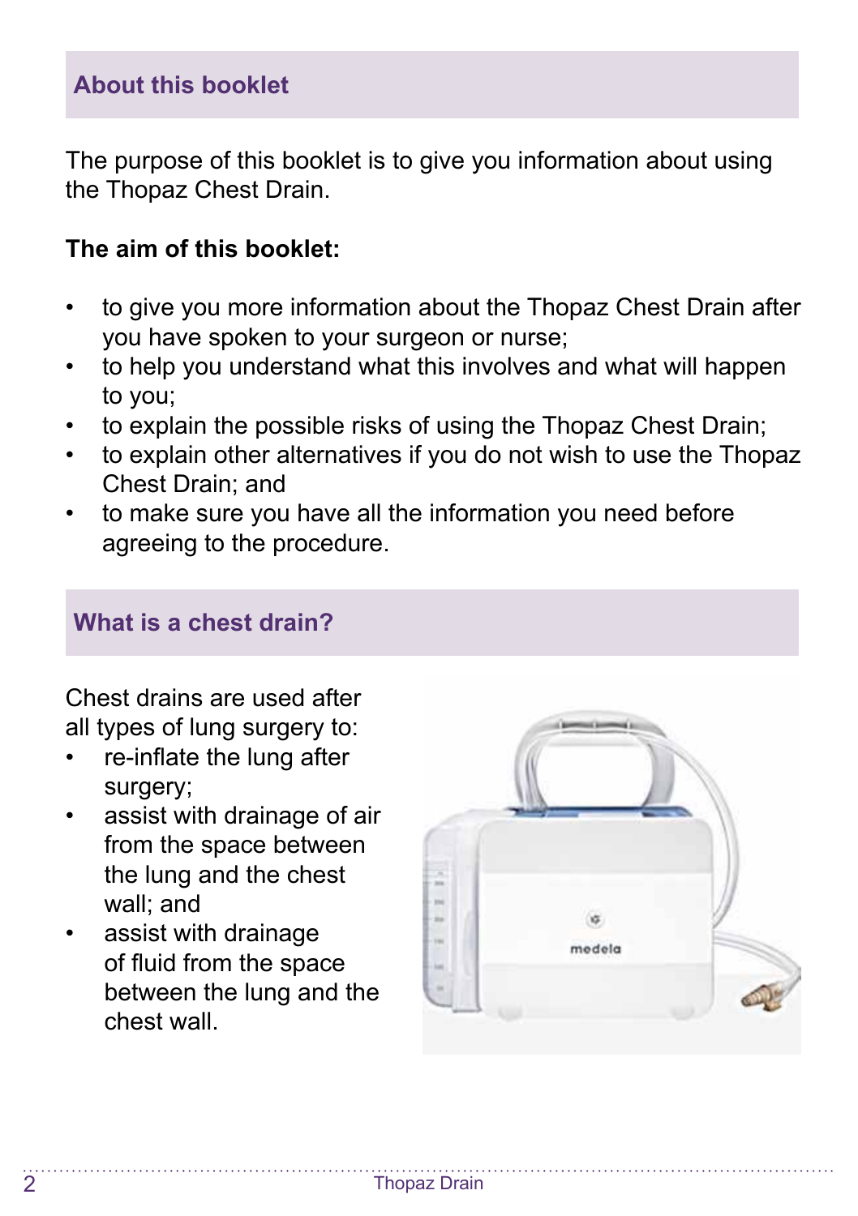## About this booklet

The purpose of this booklet is to give you information about using the Thopaz Chest Drain.

**The aim of this booklet:**

- to give you more information about the Thopaz Chest Drain after you have spoken to your surgeon or nurse;
- to help you understand what this involves and what will happen to you;
- to explain the possible risks of using the Thopaz Chest Drain;
- to explain other alternatives if you do not wish to use the Thopaz Chest Drain; and
- to make sure you have all the information you need before agreeing to the procedure.

## What is a chest drain?

Chest drains are used after all types of lung surgery to:

- re-inflate the lung after surgery;
- assist with drainage of air from the space between the lung and the chest wall; and
- assist with drainage of fluid from the space between the lung and the chest wall.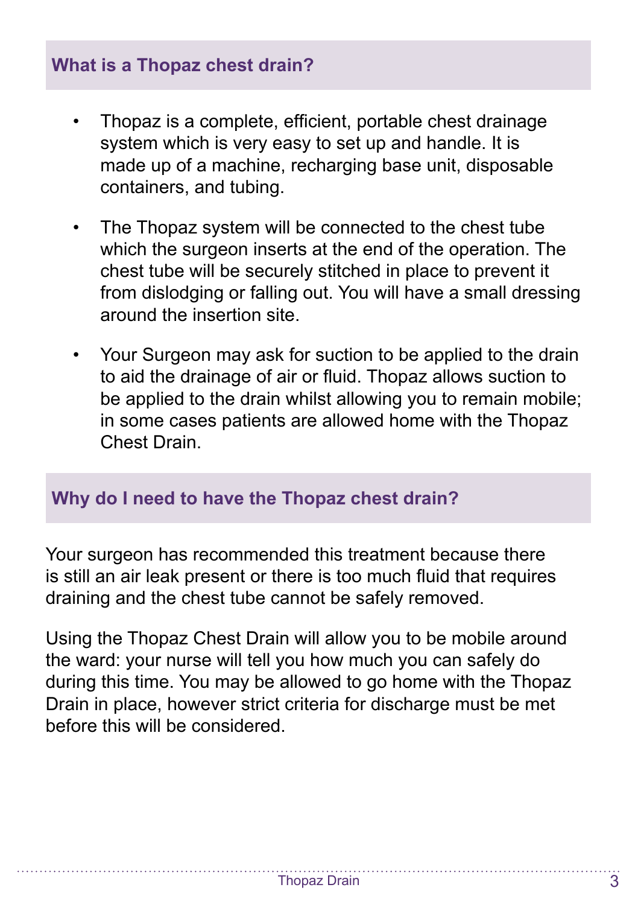## What is a Thopaz chest drain?

- Thopaz is a complete, efficient, portable chest drainage system which is very easy to set up and handle. It is made up of a machine, recharging base unit, disposable containers, and tubing.
- The Thopaz system will be connected to the chest tube which the surgeon inserts at the end of the operation. The chest tube will be securely stitched in place to prevent it from dislodging or falling out. You will have a small dressing around the insertion site.
- Your Surgeon may ask for suction to be applied to the drain to aid the drainage of air or fluid. Thopaz allows suction to be applied to the drain whilst allowing you to remain mobile; in some cases patients are allowed home with the Thopaz Chest Drain.

## Why do I need to have the Thopaz chest drain?

Your surgeon has recommended this treatment because there is still an air leak present or there is too much fluid that requires draining and the chest tube cannot be safely removed.

Using the Thopaz Chest Drain will allow you to be mobile around the ward: your nurse will tell you how much you can safely do during this time. You may be allowed to go home with the Thopaz Drain in place, however strict criteria for discharge must be met before this will be considered.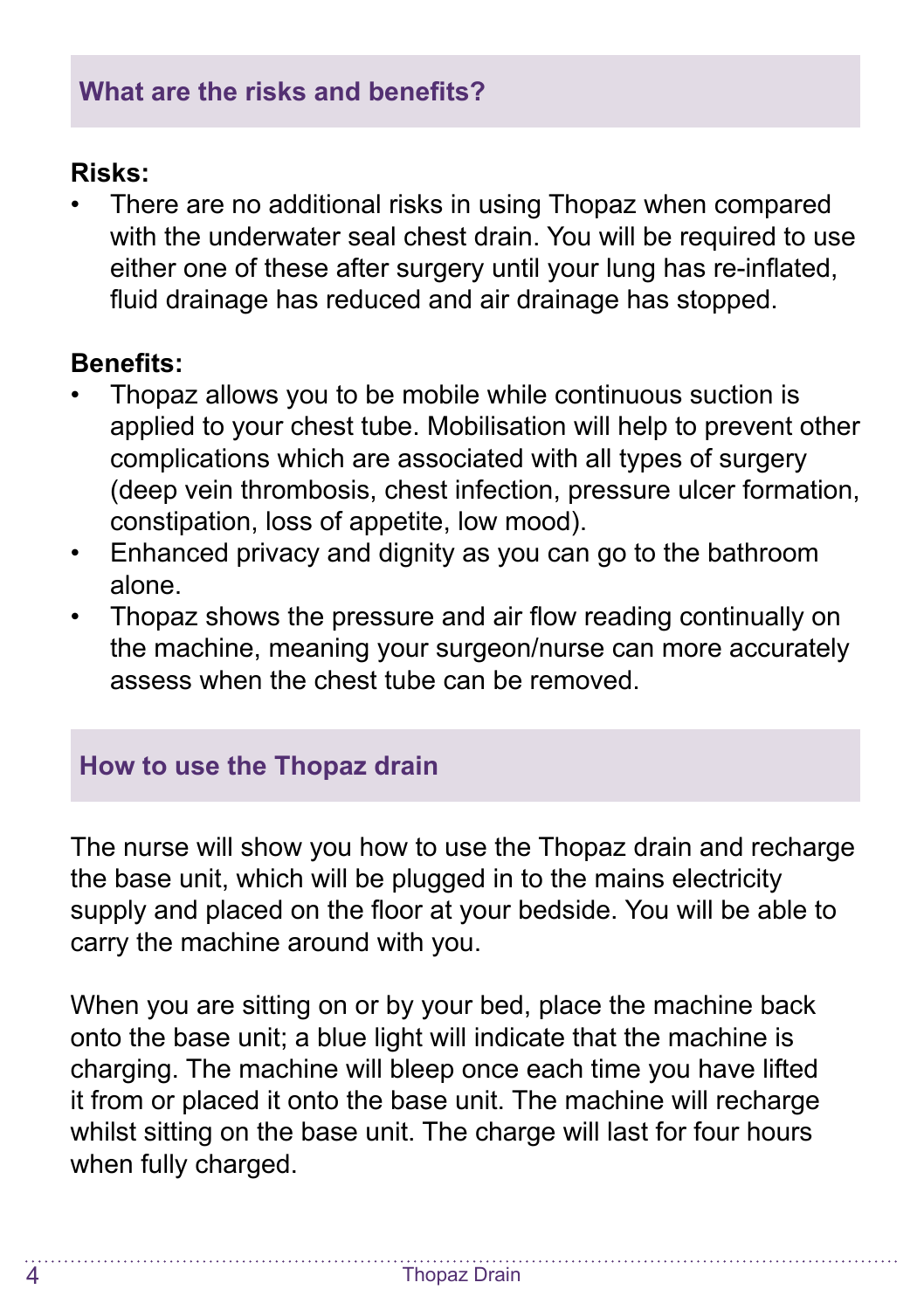## What are the risks and benefits?

**Risks:**

- There are no additional risks in using Thopaz when compared with the underwater seal chest drain. You will be required to use either one of these after surgery until your lung has re-inflated, fluid drainage has reduced and air drainage has stopped.

**Benefits:**

- Thopaz allows you to be mobile while continuous suction is applied to your chest tube. Mobilisation will help to prevent other complications which are associated with all types of surgery (deep vein thrombosis, chest infection, pressure ulcer formation, constipation, loss of appetite, low mood).
- Enhanced privacy and dignity as you can go to the bathroom alone.
- Thopaz shows the pressure and air flow reading continually on the machine, meaning your surgeon/nurse can more accurately assess when the chest tube can be removed.

## How to use the Thopaz drain

The nurse will show you how to use the Thopaz drain and recharge the base unit, which will be plugged in to the mains electricity supply and placed on the floor at your bedside. You will be able to carry the machine around with you.

When you are sitting on or by your bed, place the machine back onto the base unit; a blue light will indicate that the machine is charging. The machine will bleep once each time you have lifted it from or placed it onto the base unit. The machine will recharge whilst sitting on the base unit. The charge will last for four hours when fully charged.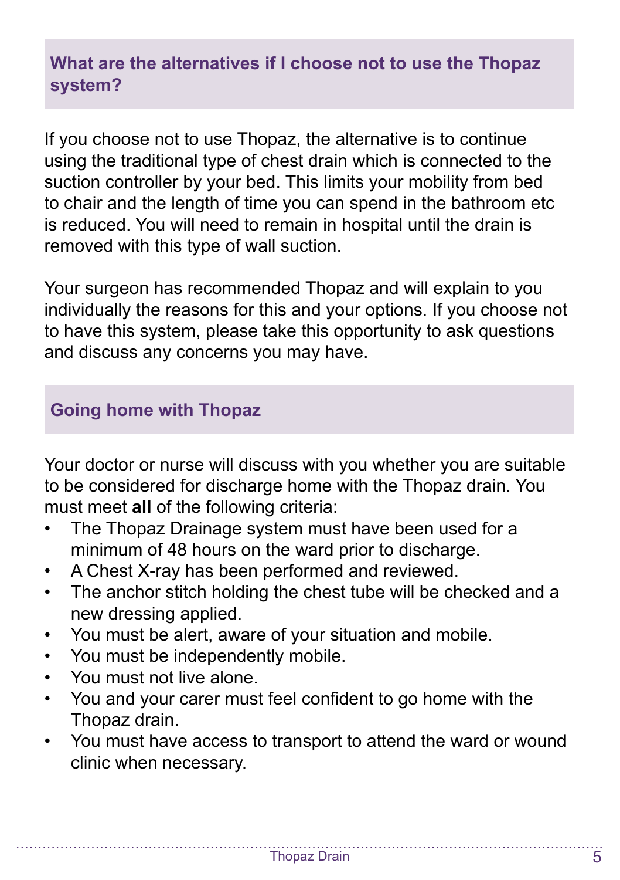## What are the alternatives if I choose not to use the Thopaz system?

If you choose not to use Thopaz, the alternative is to continue using the traditional type of chest drain which is connected to the suction controller by your bed. This limits your mobility from bed to chair and the length of time you can spend in the bathroom etc is reduced. You will need to remain in hospital until the drain is removed with this type of wall suction.

Your surgeon has recommended Thopaz and will explain to you individually the reasons for this and your options. If you choose not to have this system, please take this opportunity to ask questions and discuss any concerns you may have.

## Going home with Thopaz

Your doctor or nurse will discuss with you whether you are suitable to be considered for discharge home with the Thopaz drain. You must meet **all** of the following criteria:

- The Thopaz Drainage system must have been used for a minimum of 48 hours on the ward prior to discharge.
- A Chest X-ray has been performed and reviewed.
- The anchor stitch holding the chest tube will be checked and a new dressing applied.
- You must be alert, aware of your situation and mobile.
- You must be independently mobile.
- You must not live alone.
- You and your carer must feel confident to go home with the Thopaz drain.
- You must have access to transport to attend the ward or wound clinic when necessary.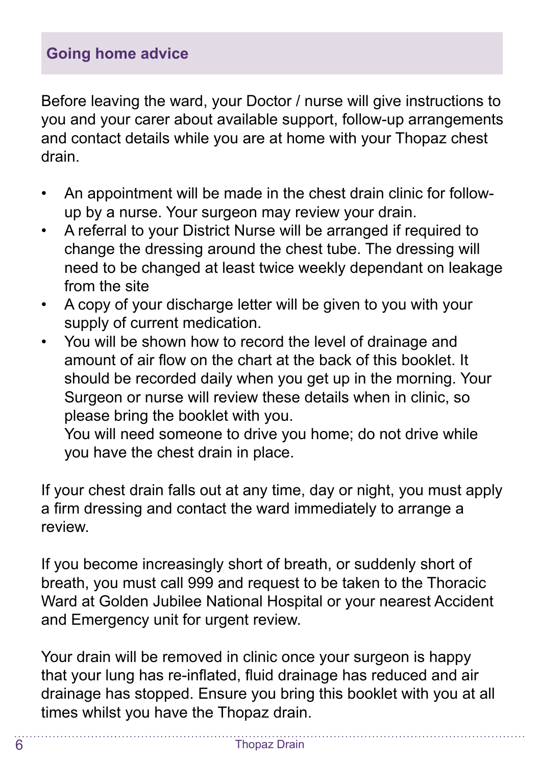## Going home advice

Before leaving the ward, your Doctor / nurse will give instructions to you and your carer about available support, follow-up arrangements and contact details while you are at home with your Thopaz chest drain.

- An appointment will be made in the chest drain clinic for follow-up by a nurse. Your surgeon may review your drain.
- A referral to your District Nurse will be arranged if required to change the dressing around the chest tube. The dressing will need to be changed at least twice weekly dependant on leakage from the site
- A copy of your discharge letter will be given to you with your supply of current medication.
- You will be shown how to record the level of drainage and amount of air flow on the chart at the back of this booklet. It should be recorded daily when you get up in the morning. Your Surgeon or nurse will review these details when in clinic, so please bring the booklet with you.
  You will need someone to drive you home; do not drive while you have the chest drain in place.

If your chest drain falls out at any time, day or night, you must apply a firm dressing and contact the ward immediately to arrange a review.

If you become increasingly short of breath, or suddenly short of breath, you must call 999 and request to be taken to the Thoracic Ward at Golden Jubilee National Hospital or your nearest Accident and Emergency unit for urgent review.

Your drain will be removed in clinic once your surgeon is happy that your lung has re-inflated, fluid drainage has reduced and air drainage has stopped. Ensure you bring this booklet with you at all times whilst you have the Thopaz drain.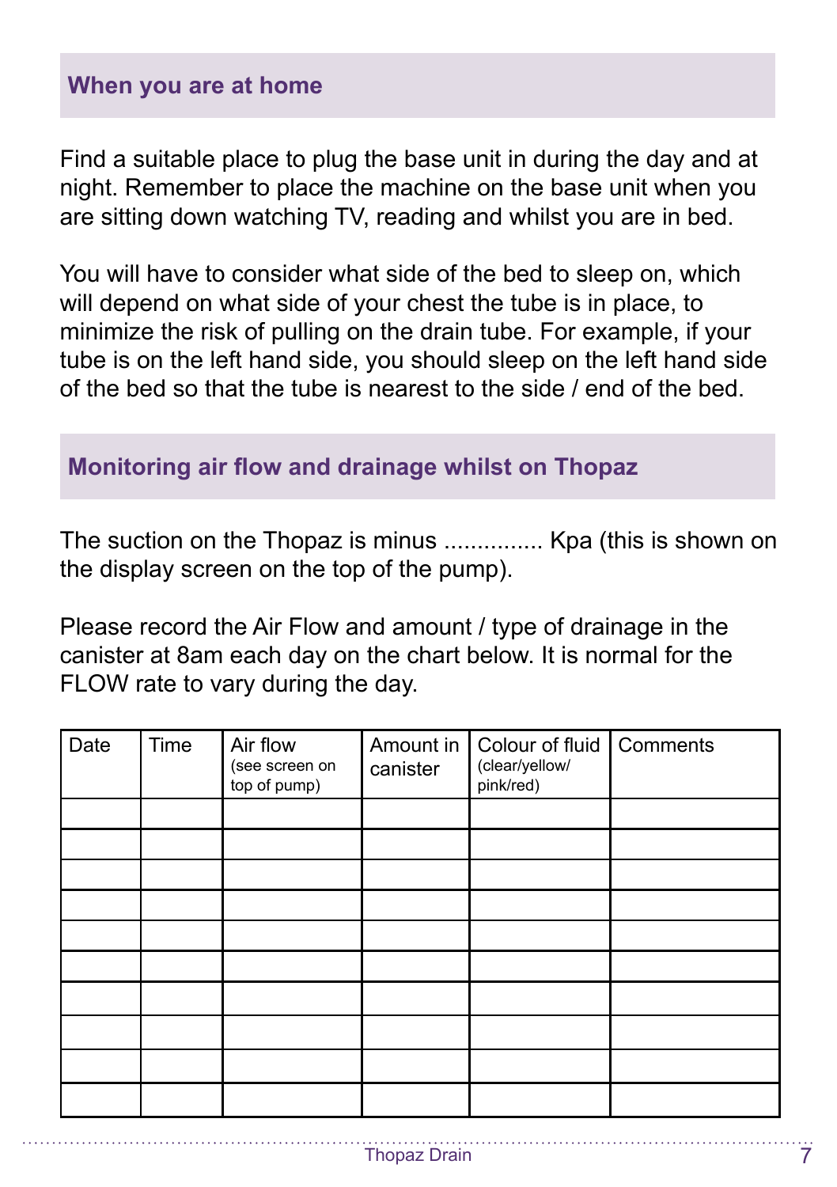## When you are at home

Find a suitable place to plug the base unit in during the day and at night. Remember to place the machine on the base unit when you are sitting down watching TV, reading and whilst you are in bed.

You will have to consider what side of the bed to sleep on, which will depend on what side of your chest the tube is in place, to minimize the risk of pulling on the drain tube. For example, if your tube is on the left hand side, you should sleep on the left hand side of the bed so that the tube is nearest to the side / end of the bed.

## Monitoring air flow and drainage whilst on Thopaz

The suction on the Thopaz is minus ............... Kpa (this is shown on the display screen on the top of the pump).

Please record the Air Flow and amount / type of drainage in the canister at 8am each day on the chart below. It is normal for the FLOW rate to vary during the day.

| Date | Time | Air flow (see screen on top of pump) | Amount in canister | Colour of fluid (clear/yellow/ pink/red) | Comments |
|---|---|---|---|---|---|
| | | | | | |
| | | | | | |
| | | | | | |
| | | | | | |
| | | | | | |
| | | | | | |
| | | | | | |
| | | | | | |
| | | | | | |
| | | | | | |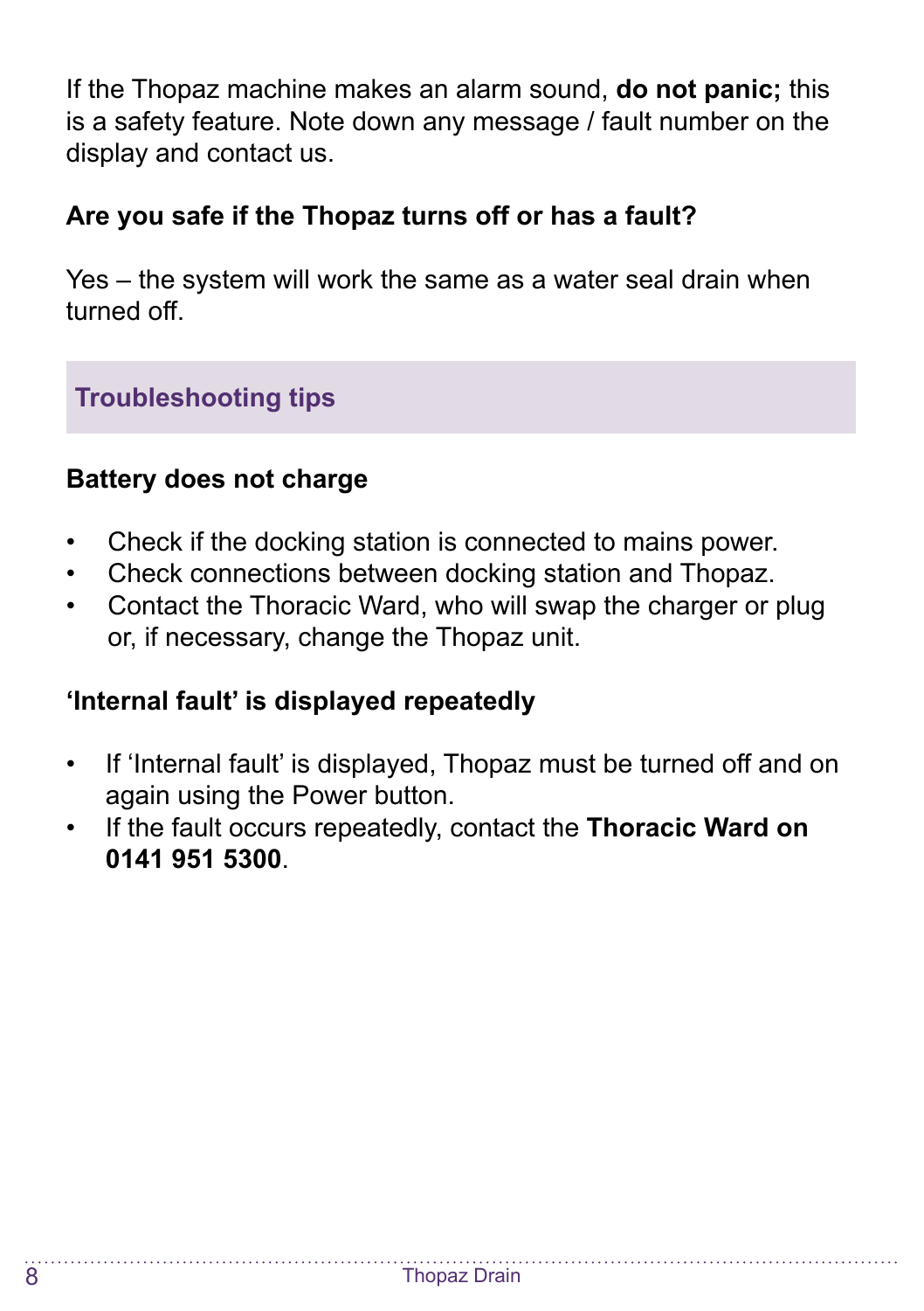If the Thopaz machine makes an alarm sound, **do not panic;** this is a safety feature. Note down any message / fault number on the display and contact us.

### Are you safe if the Thopaz turns off or has a fault?

Yes – the system will work the same as a water seal drain when turned off.

## Troubleshooting tips

### Battery does not charge

- Check if the docking station is connected to mains power.
- Check connections between docking station and Thopaz.
- Contact the Thoracic Ward, who will swap the charger or plug or, if necessary, change the Thopaz unit.

### 'Internal fault' is displayed repeatedly

- If 'Internal fault' is displayed, Thopaz must be turned off and on again using the Power button.
- If the fault occurs repeatedly, contact the **Thoracic Ward on 0141 951 5300**.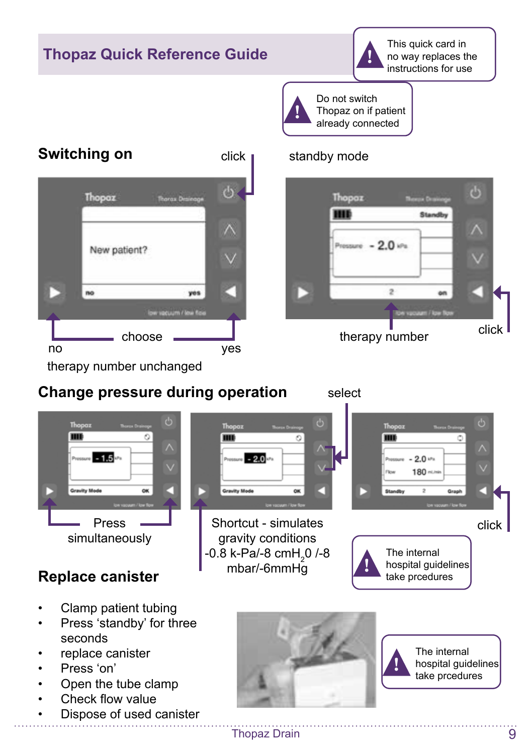# Thopaz Quick Reference Guide

> ! This quick card in no way replaces the instructions for use

> ! Do not switch Thopaz on if patient already connected

## Switching on

click

standby mode

choose

no

yes

therapy number unchanged

therapy number

click

## Change pressure during operation

select

Press simultaneously

Shortcut - simulates gravity conditions -0.8 k-Pa/-8 $cmH_20$ /-8 mbar/-6mmHg

click

> ! The internal hospital guidelines take prcedures

## Replace canister

- Clamp patient tubing
- Press ‘standby’ for three seconds
- replace canister
- Press ‘on’
- Open the tube clamp
- Check flow value
- Dispose of used canister

> ! The internal hospital guidelines take prcedures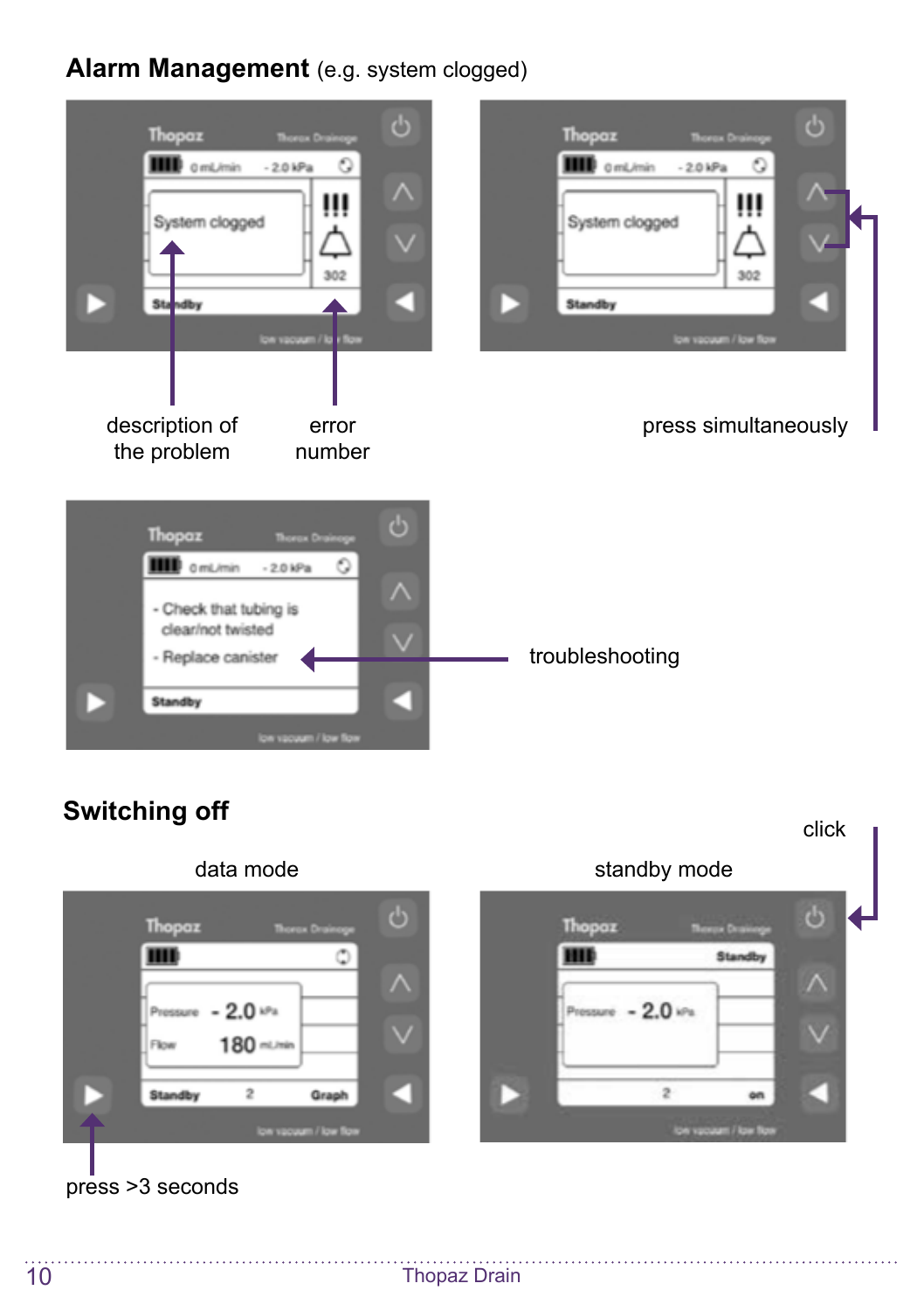## Alarm Management (e.g. system clogged)

System clogged

302

Standby

description of the problem

error number

press simultaneously

- Check that tubing is clear/not twisted
- Replace canister

troubleshooting

## Switching off

data mode

standby mode

click

press >3 seconds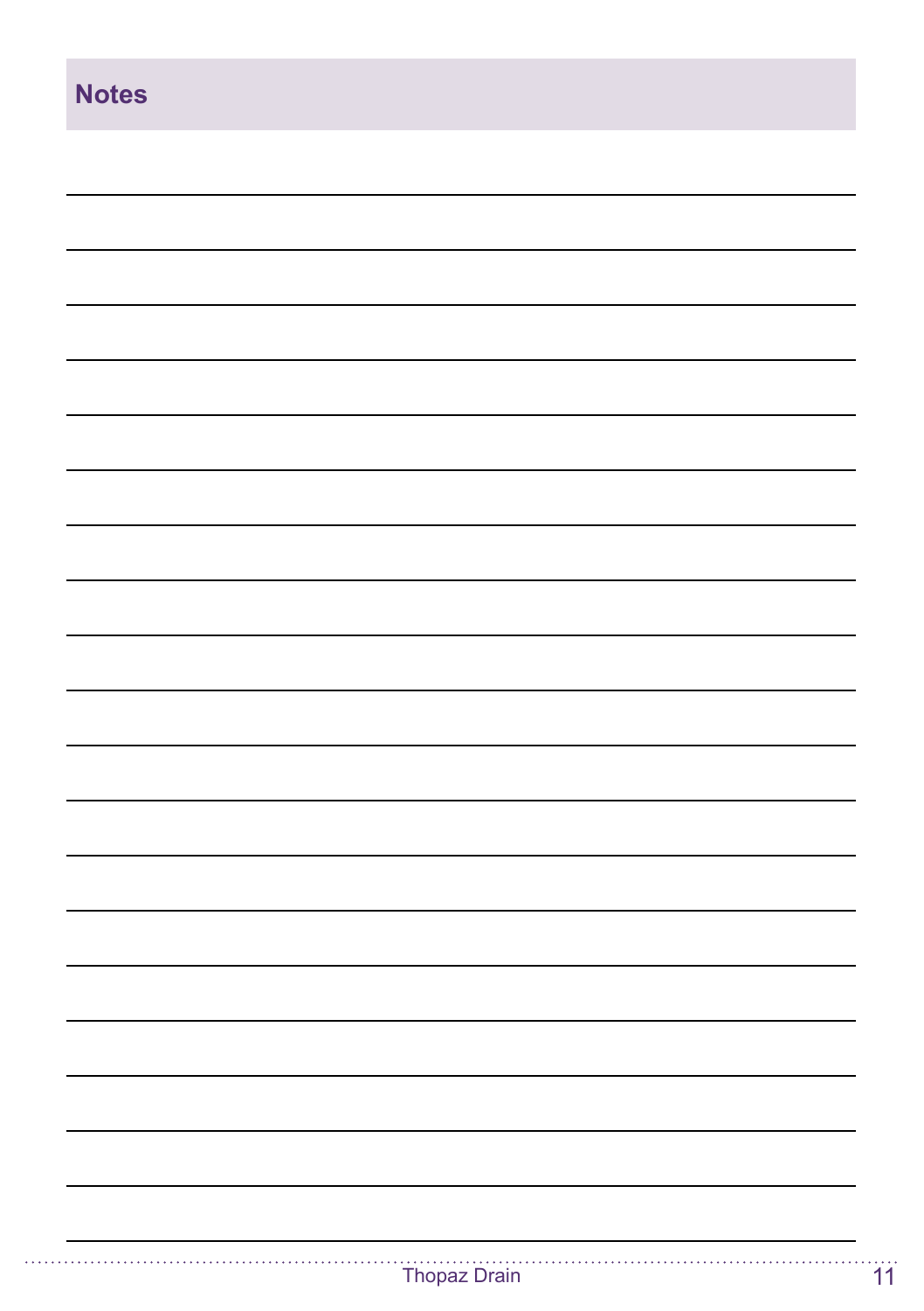## Notes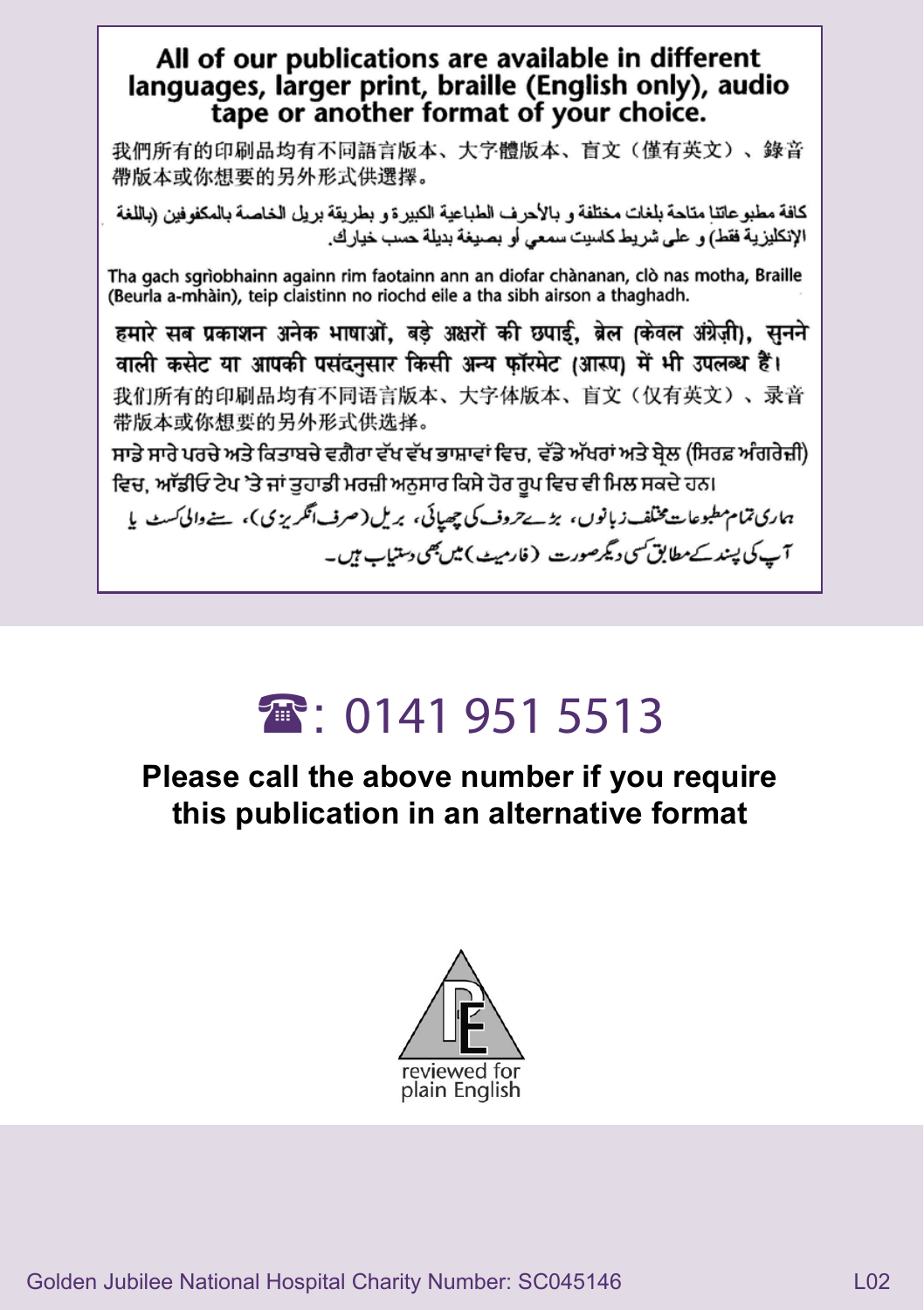**All of our publications are available in different languages, larger print, braille (English only), audio tape or another format of your choice.**

我們所有的印刷品均有不同語言版本、大字體版本、盲文（僅有英文）、錄音帶版本或你想要的另外形式供選擇。

كافة مطبوعاتنا متاحة بلغات مختلفة و بالأحرف الطباعية الكبيرة و بطريقة بريل الخاصة بالمكفوفين (باللغة الإنكليزية فقط) و على شريط كاسيت سمعي أو بصيغة بديلة حسب خيارك.

Tha gach sgrìobhainn againn rim faotainn ann an diofar chànanan, clò nas motha, Braille (Beurla a-mhàin), teip claistinn no riochd eile a tha sibh airson a thaghadh.

हमारे सब प्रकाशन अनेक भाषाओं, बड़े अक्षरों की छपाई, ब्रेल (केवल अंग्रेज़ी), सुनने वाली कसेट या आपकी पसंदनुसार किसी अन्य फॉरमेट (आरूप) में भी उपलब्ध हैं।

我们所有的印刷品均有不同语言版本、大字体版本、盲文（仅有英文）、录音带版本或你想要的另外形式供选择。

ਸਾਡੇ ਸਾਰੇ ਪਰਚੇ ਅਤੇ ਕਿਤਾਬਚੇ ਵਗ਼ੈਰਾ ਵੱਖ ਵੱਖ ਭਾਸ਼ਾਵਾਂ ਵਿਚ, ਵੱਡੇ ਅੱਖਰਾਂ ਅਤੇ ਬ੍ਰੇਲ (ਸਿਰਫ਼ ਅੰਗਰੇਜ਼ੀ) ਵਿਚ, ਔਡੀਓ ਟੇਪ 'ਤੇ ਜਾਂ ਤੁਹਾਡੀ ਮਰਜ਼ੀ ਅਨੁਸਾਰ ਕਿਸੇ ਹੋਰ ਰੂਪ ਵਿਚ ਵੀ ਮਿਲ ਸਕਦੇ ਹਨ।

ہماری تمام مطبوعات مختلف زبانوں، بڑے حروف کی چھپائی، بریل (صرف انگریزی)، سننے والی کسٹ یا آپ کی پسند کے مطابق کسی دیگر صورت (فارمیٹ) میں بھی دستیاب ہیں۔

# ☎: 0141 951 5513

**Please call the above number if you require this publication in an alternative format**

reviewed for plain English

Golden Jubilee National Hospital Charity Number: SC045146

L02